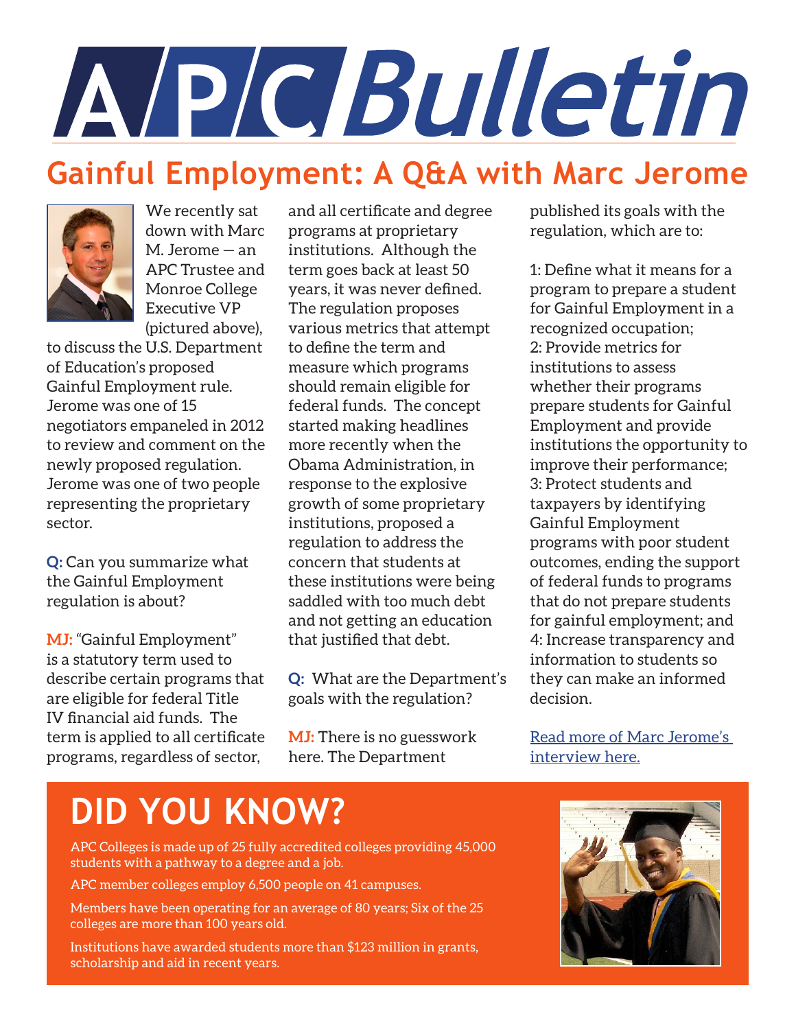# APC Bulletin

## Gainful Employment: A Q&A with Marc Jerome

We recently sat down with Marc M. Jerome — an APC Trustee and Monroe College Executive VP (pictured above), to discuss the U.S. Department of Education's proposed Gainful Employment rule. Jerome was one of 15 negotiators empaneled in 2012 to review and comment on the newly proposed regulation. Jerome was one of two people representing the proprietary sector.

**Q:** Can you summarize what the Gainful Employment regulation is about?

**MJ:** "Gainful Employment" is a statutory term used to describe certain programs that are eligible for federal Title IV financial aid funds. The term is applied to all certificate programs, regardless of sector, and all certificate and degree programs at proprietary institutions. Although the term goes back at least 50 years, it was never defined. The regulation proposes various metrics that attempt to define the term and measure which programs should remain eligible for federal funds. The concept started making headlines more recently when the Obama Administration, in response to the explosive growth of some proprietary institutions, proposed a regulation to address the concern that students at these institutions were being saddled with too much debt and not getting an education that justified that debt.

**Q:** What are the Department's goals with the regulation?

**MJ:** There is no guesswork here. The Department published its goals with the regulation, which are to:

1: Define what it means for a program to prepare a student for Gainful Employment in a recognized occupation;
2: Provide metrics for institutions to assess whether their programs prepare students for Gainful Employment and provide institutions the opportunity to improve their performance;
3: Protect students and taxpayers by identifying Gainful Employment programs with poor student outcomes, ending the support of federal funds to programs that do not prepare students for gainful employment; and
4: Increase transparency and information to students so they can make an informed decision.

[Read more of Marc Jerome's interview here.]

## DID YOU KNOW?

APC Colleges is made up of 25 fully accredited colleges providing 45,000 students with a pathway to a degree and a job.

APC member colleges employ 6,500 people on 41 campuses.

Members have been operating for an average of 80 years; Six of the 25 colleges are more than 100 years old.

Institutions have awarded students more than $123 million in grants, scholarship and aid in recent years.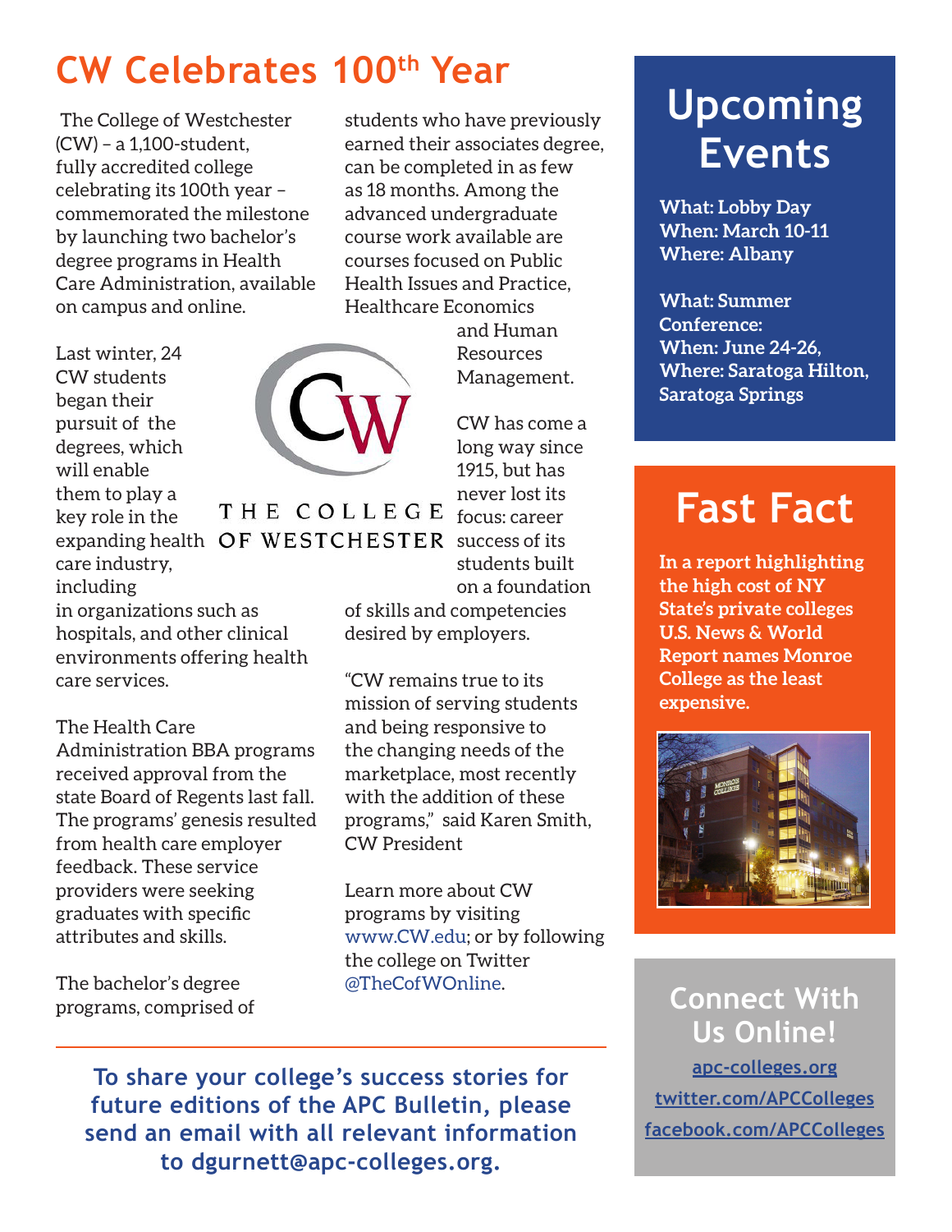# CW Celebrates 100th Year

The College of Westchester (CW) – a 1,100-student, fully accredited college celebrating its 100th year – commemorated the milestone by launching two bachelor's degree programs in Health Care Administration, available on campus and online.

Last winter, 24 CW students began their pursuit of the degrees, which will enable them to play a key role in the expanding health care industry, including in organizations such as hospitals, and other clinical environments offering health care services.

The Health Care Administration BBA programs received approval from the state Board of Regents last fall. The programs' genesis resulted from health care employer feedback. These service providers were seeking graduates with specific attributes and skills.

The bachelor's degree programs, comprised of students who have previously earned their associates degree, can be completed in as few as 18 months. Among the advanced undergraduate course work available are courses focused on Public Health Issues and Practice, Healthcare Economics and Human Resources Management.

CW has come a long way since 1915, but has never lost its focus: career success of its students built on a foundation of skills and competencies desired by employers.

"CW remains true to its mission of serving students and being responsive to the changing needs of the marketplace, most recently with the addition of these programs," said Karen Smith, CW President

Learn more about CW programs by visiting www.CW.edu; or by following the college on Twitter @TheCofWOnline.

**To share your college's success stories for future editions of the APC Bulletin, please send an email with all relevant information to dgurnett@apc-colleges.org.**

## Upcoming Events

**What: Lobby Day**
**When: March 10-11**
**Where: Albany**

**What: Summer Conference:**
**When: June 24-26,**
**Where: Saratoga Hilton, Saratoga Springs**

## Fast Fact

**In a report highlighting the high cost of NY State's private colleges U.S. News & World Report names Monroe College as the least expensive.**

## Connect With Us Online!

apc-colleges.org

twitter.com/APCColleges

facebook.com/APCColleges